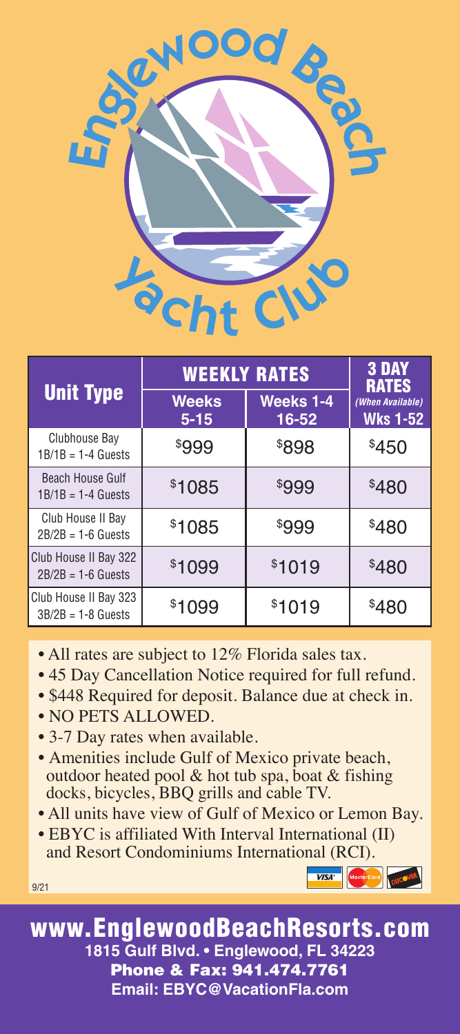# Englewood Beach Yacht Club

| Unit Type | WEEKLY RATES | | 3 DAY RATES *(When Available)* |
|---|---|---|---|
| | Weeks 5-15 | Weeks 1-4 16-52 | Wks 1-52 |
| Clubhouse Bay 1B/1B = 1-4 Guests | $999 | $898 | $450 |
| Beach House Gulf 1B/1B = 1-4 Guests | $1085 | $999 | $480 |
| Club House II Bay 2B/2B = 1-6 Guests | $1085 | $999 | $480 |
| Club House II Bay 322 2B/2B = 1-6 Guests | $1099 | $1019 | $480 |
| Club House II Bay 323 3B/2B = 1-8 Guests | $1099 | $1019 | $480 |

- All rates are subject to 12% Florida sales tax.
- 45 Day Cancellation Notice required for full refund.
- $448 Required for deposit. Balance due at check in.
- NO PETS ALLOWED.
- 3-7 Day rates when available.
- Amenities include Gulf of Mexico private beach, outdoor heated pool & hot tub spa, boat & fishing docks, bicycles, BBQ grills and cable TV.
- All units have view of Gulf of Mexico or Lemon Bay.
- EBYC is affiliated With Interval International (II) and Resort Condominiums International (RCI).

VISA MasterCard DISCOVER

9/21

**www.EnglewoodBeachResorts.com**

**1815 Gulf Blvd. • Englewood, FL 34223**

**Phone & Fax: 941.474.7761**

**Email: EBYC@VacationFla.com**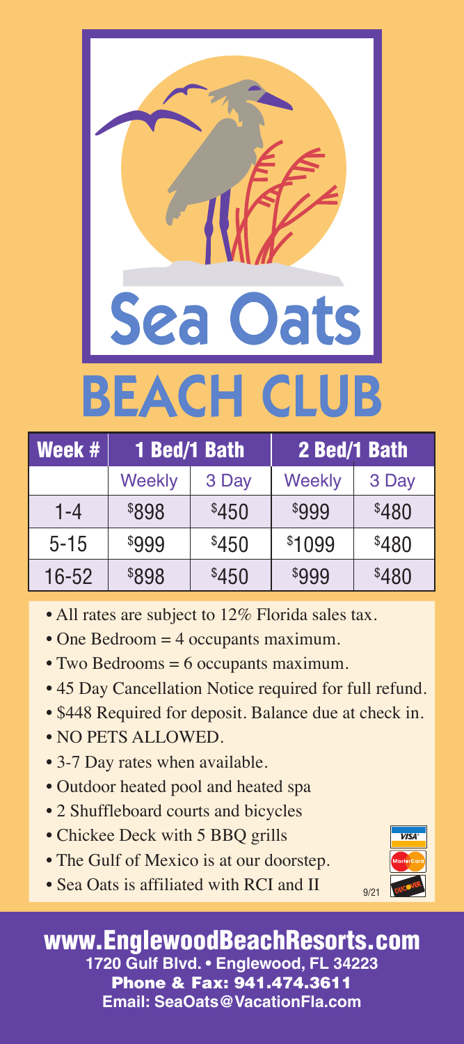# Sea Oats

# BEACH CLUB

| Week # | 1 Bed/1 Bath | | 2 Bed/1 Bath | |
|---|---|---|---|---|
| | Weekly | 3 Day | Weekly | 3 Day |
| 1-4 | $898 | $450 | $999 | $480 |
| 5-15 | $999 | $450 | $1099 | $480 |
| 16-52 | $898 | $450 | $999 | $480 |

- All rates are subject to 12% Florida sales tax.
- One Bedroom = 4 occupants maximum.
- Two Bedrooms = 6 occupants maximum.
- 45 Day Cancellation Notice required for full refund.
- $448 Required for deposit. Balance due at check in.
- NO PETS ALLOWED.
- 3-7 Day rates when available.
- Outdoor heated pool and heated spa
- 2 Shuffleboard courts and bicycles
- Chickee Deck with 5 BBQ grills
- The Gulf of Mexico is at our doorstep.
- Sea Oats is affiliated with RCI and II

9/21

**www.EnglewoodBeachResorts.com**
**1720 Gulf Blvd. • Englewood, FL 34223**
**Phone & Fax: 941.474.3611**
**Email: SeaOats@VacationFla.com**